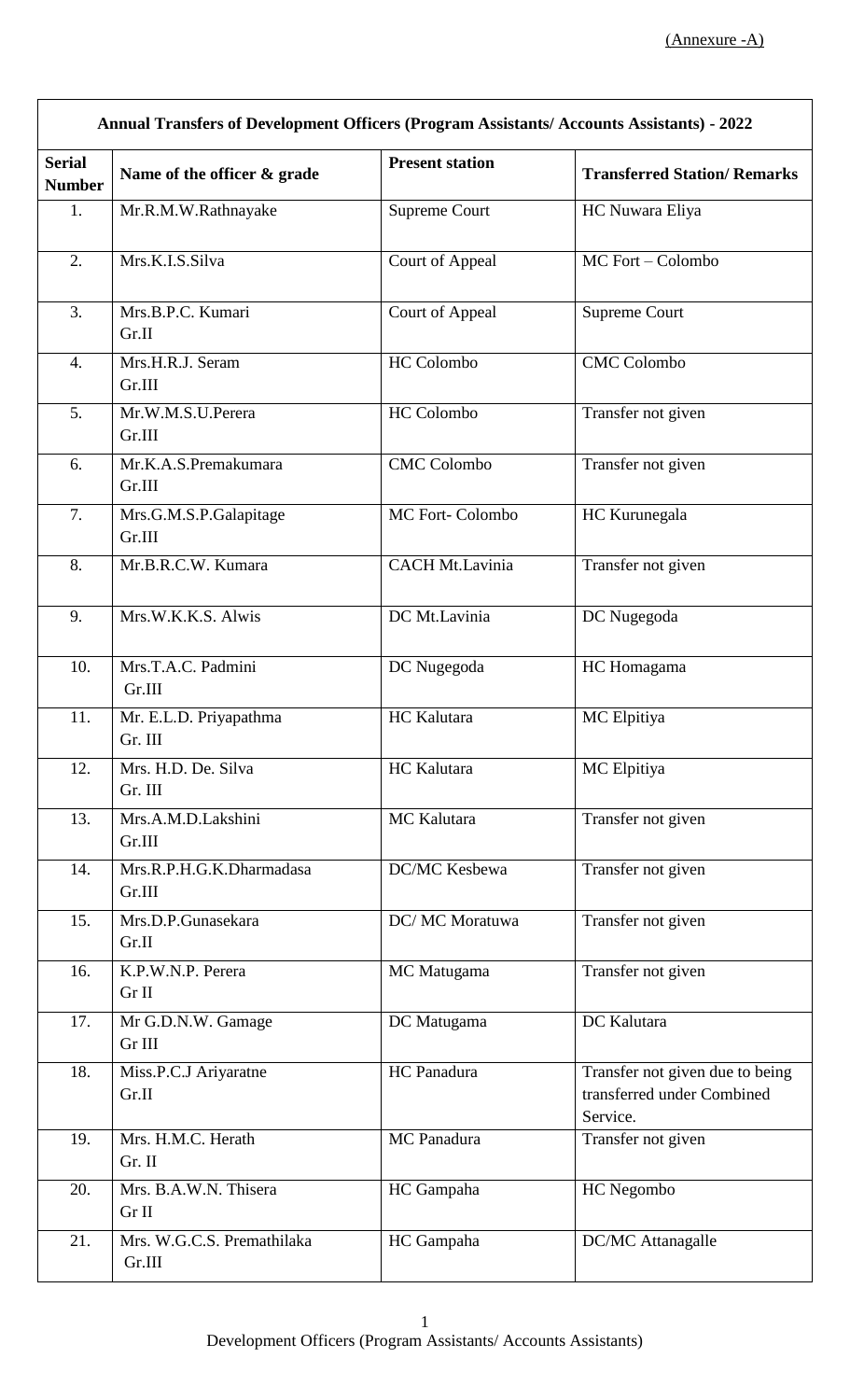(Annexure -A)

**Annual Transfers of Development Officers (Program Assistants/ Accounts Assistants) - 2022**

| Serial Number | Name of the officer & grade | Present station | Transferred Station/ Remarks |
|---|---|---|---|
| 1. | Mr.R.M.W.Rathnayake | Supreme Court | HC Nuwara Eliya |
| 2. | Mrs.K.I.S.Silva | Court of Appeal | MC Fort – Colombo |
| 3. | Mrs.B.P.C. Kumari Gr.II | Court of Appeal | Supreme Court |
| 4. | Mrs.H.R.J. Seram Gr.III | HC Colombo | CMC Colombo |
| 5. | Mr.W.M.S.U.Perera Gr.III | HC Colombo | Transfer not given |
| 6. | Mr.K.A.S.Premakumara Gr.III | CMC Colombo | Transfer not given |
| 7. | Mrs.G.M.S.P.Galapitage Gr.III | MC Fort- Colombo | HC Kurunegala |
| 8. | Mr.B.R.C.W. Kumara | CACH Mt.Lavinia | Transfer not given |
| 9. | Mrs.W.K.K.S. Alwis | DC Mt.Lavinia | DC Nugegoda |
| 10. | Mrs.T.A.C. Padmini Gr.III | DC Nugegoda | HC Homagama |
| 11. | Mr. E.L.D. Priyapathma Gr. III | HC Kalutara | MC Elpitiya |
| 12. | Mrs. H.D. De. Silva Gr. III | HC Kalutara | MC Elpitiya |
| 13. | Mrs.A.M.D.Lakshini Gr.III | MC Kalutara | Transfer not given |
| 14. | Mrs.R.P.H.G.K.Dharmadasa Gr.III | DC/MC Kesbewa | Transfer not given |
| 15. | Mrs.D.P.Gunasekara Gr.II | DC/ MC Moratuwa | Transfer not given |
| 16. | K.P.W.N.P. Perera Gr II | MC Matugama | Transfer not given |
| 17. | Mr G.D.N.W. Gamage Gr III | DC Matugama | DC Kalutara |
| 18. | Miss.P.C.J Ariyaratne Gr.II | HC Panadura | Transfer not given due to being transferred under Combined Service. |
| 19. | Mrs. H.M.C. Herath Gr. II | MC Panadura | Transfer not given |
| 20. | Mrs. B.A.W.N. Thisera Gr II | HC Gampaha | HC Negombo |
| 21. | Mrs. W.G.C.S. Premathilaka Gr.III | HC Gampaha | DC/MC Attanagalle |

Development Officers (Program Assistants/ Accounts Assistants)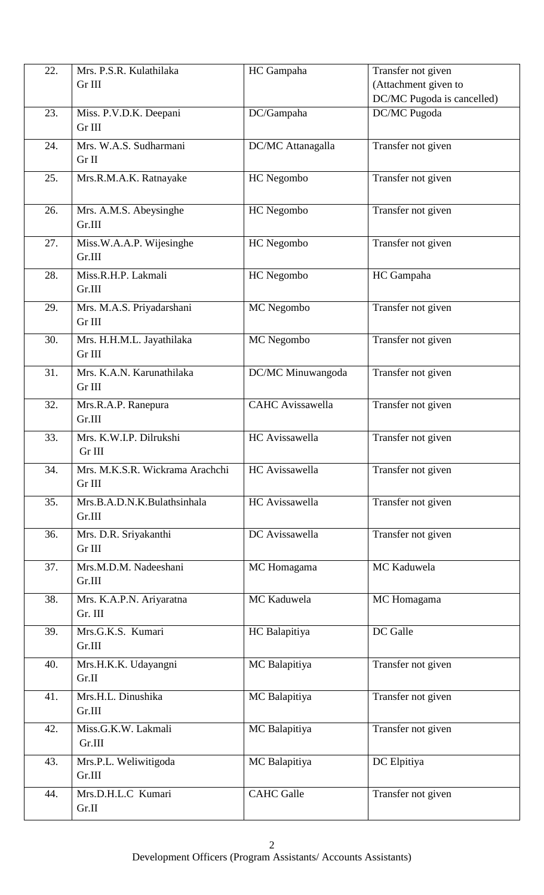| 22. | Mrs. P.S.R. Kulathilaka Gr III | HC Gampaha | Transfer not given (Attachment given to DC/MC Pugoda is cancelled) |
|---|---|---|---|
| 23. | Miss. P.V.D.K. Deepani Gr III | DC/Gampaha | DC/MC Pugoda |
| 24. | Mrs. W.A.S. Sudharmani Gr II | DC/MC Attanagalla | Transfer not given |
| 25. | Mrs.R.M.A.K. Ratnayake | HC Negombo | Transfer not given |
| 26. | Mrs. A.M.S. Abeysinghe Gr.III | HC Negombo | Transfer not given |
| 27. | Miss.W.A.A.P. Wijesinghe Gr.III | HC Negombo | Transfer not given |
| 28. | Miss.R.H.P. Lakmali Gr.III | HC Negombo | HC Gampaha |
| 29. | Mrs. M.A.S. Priyadarshani Gr III | MC Negombo | Transfer not given |
| 30. | Mrs. H.H.M.L. Jayathilaka Gr III | MC Negombo | Transfer not given |
| 31. | Mrs. K.A.N. Karunathilaka Gr III | DC/MC Minuwangoda | Transfer not given |
| 32. | Mrs.R.A.P. Ranepura Gr.III | CAHC Avissawella | Transfer not given |
| 33. | Mrs. K.W.I.P. Dilrukshi Gr III | HC Avissawella | Transfer not given |
| 34. | Mrs. M.K.S.R. Wickrama Arachchi Gr III | HC Avissawella | Transfer not given |
| 35. | Mrs.B.A.D.N.K.Bulathsinhala Gr.III | HC Avissawella | Transfer not given |
| 36. | Mrs. D.R. Sriyakanthi Gr III | DC Avissawella | Transfer not given |
| 37. | Mrs.M.D.M. Nadeeshani Gr.III | MC Homagama | MC Kaduwela |
| 38. | Mrs. K.A.P.N. Ariyaratna Gr. III | MC Kaduwela | MC Homagama |
| 39. | Mrs.G.K.S. Kumari Gr.III | HC Balapitiya | DC Galle |
| 40. | Mrs.H.K.K. Udayangni Gr.II | MC Balapitiya | Transfer not given |
| 41. | Mrs.H.L. Dinushika Gr.III | MC Balapitiya | Transfer not given |
| 42. | Miss.G.K.W. Lakmali Gr.III | MC Balapitiya | Transfer not given |
| 43. | Mrs.P.L. Weliwitigoda Gr.III | MC Balapitiya | DC Elpitiya |
| 44. | Mrs.D.H.L.C Kumari Gr.II | CAHC Galle | Transfer not given |

Development Officers (Program Assistants/ Accounts Assistants)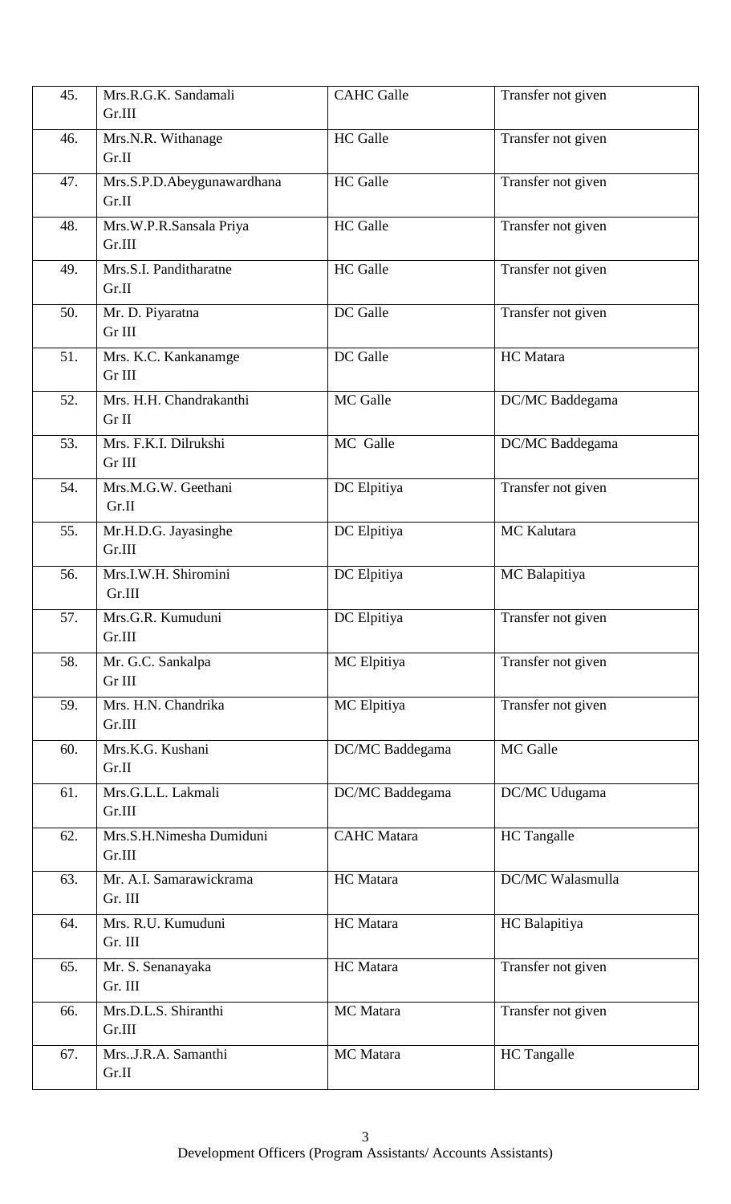| | | | |
|---|---|---|---|
| 45. | Mrs.R.G.K. Sandamali<br>Gr.III | CAHC Galle | Transfer not given |
| 46. | Mrs.N.R. Withanage<br>Gr.II | HC Galle | Transfer not given |
| 47. | Mrs.S.P.D.Abeygunawardhana<br>Gr.II | HC Galle | Transfer not given |
| 48. | Mrs.W.P.R.Sansala Priya<br>Gr.III | HC Galle | Transfer not given |
| 49. | Mrs.S.I. Panditharatne<br>Gr.II | HC Galle | Transfer not given |
| 50. | Mr. D. Piyaratna<br>Gr III | DC Galle | Transfer not given |
| 51. | Mrs. K.C. Kankanamge<br>Gr III | DC Galle | HC Matara |
| 52. | Mrs. H.H. Chandrakanthi<br>Gr II | MC Galle | DC/MC Baddegama |
| 53. | Mrs. F.K.I. Dilrukshi<br>Gr III | MC Galle | DC/MC Baddegama |
| 54. | Mrs.M.G.W. Geethani<br>Gr.II | DC Elpitiya | Transfer not given |
| 55. | Mr.H.D.G. Jayasinghe<br>Gr.III | DC Elpitiya | MC Kalutara |
| 56. | Mrs.I.W.H. Shiromini<br>Gr.III | DC Elpitiya | MC Balapitiya |
| 57. | Mrs.G.R. Kumuduni<br>Gr.III | DC Elpitiya | Transfer not given |
| 58. | Mr. G.C. Sankalpa<br>Gr III | MC Elpitiya | Transfer not given |
| 59. | Mrs. H.N. Chandrika<br>Gr.III | MC Elpitiya | Transfer not given |
| 60. | Mrs.K.G. Kushani<br>Gr.II | DC/MC Baddegama | MC Galle |
| 61. | Mrs.G.L.L. Lakmali<br>Gr.III | DC/MC Baddegama | DC/MC Udugama |
| 62. | Mrs.S.H.Nimesha Dumiduni<br>Gr.III | CAHC Matara | HC Tangalle |
| 63. | Mr. A.I. Samarawickrama<br>Gr. III | HC Matara | DC/MC Walasmulla |
| 64. | Mrs. R.U. Kumuduni<br>Gr. III | HC Matara | HC Balapitiya |
| 65. | Mr. S. Senanayaka<br>Gr. III | HC Matara | Transfer not given |
| 66. | Mrs.D.L.S. Shiranthi<br>Gr.III | MC Matara | Transfer not given |
| 67. | Mrs..J.R.A. Samanthi<br>Gr.II | MC Matara | HC Tangalle |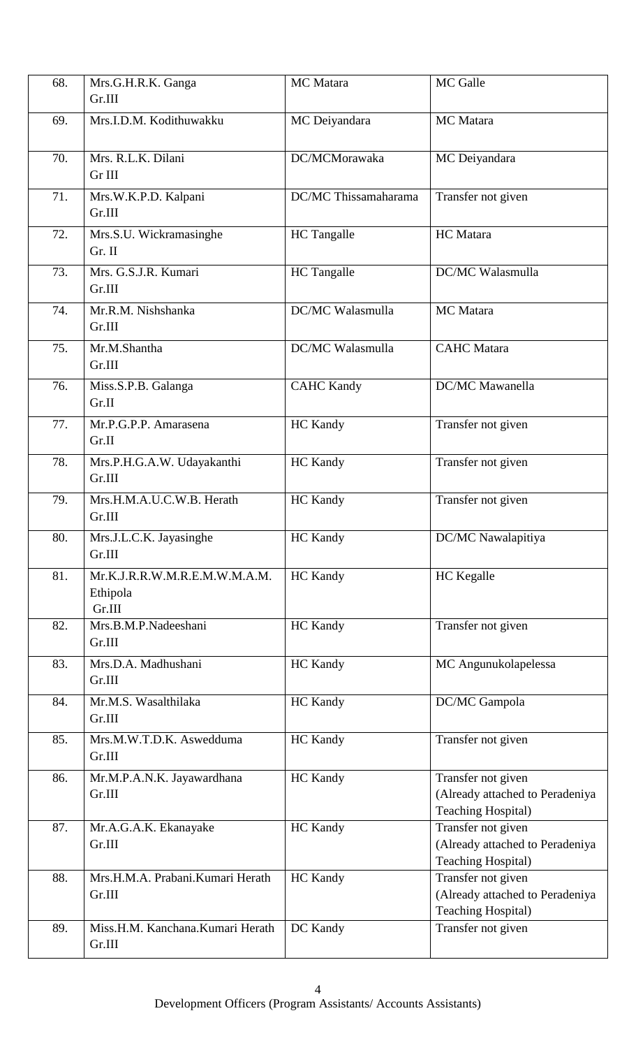| 68. | Mrs.G.H.R.K. Ganga Gr.III | MC Matara | MC Galle |
|---|---|---|---|
| 69. | Mrs.I.D.M. Kodithuwakku | MC Deiyandara | MC Matara |
| 70. | Mrs. R.L.K. Dilani Gr III | DC/MCMorawaka | MC Deiyandara |
| 71. | Mrs.W.K.P.D. Kalpani Gr.III | DC/MC Thissamaharama | Transfer not given |
| 72. | Mrs.S.U. Wickramasinghe Gr. II | HC Tangalle | HC Matara |
| 73. | Mrs. G.S.J.R. Kumari Gr.III | HC Tangalle | DC/MC Walasmulla |
| 74. | Mr.R.M. Nishshanka Gr.III | DC/MC Walasmulla | MC Matara |
| 75. | Mr.M.Shantha Gr.III | DC/MC Walasmulla | CAHC Matara |
| 76. | Miss.S.P.B. Galanga Gr.II | CAHC Kandy | DC/MC Mawanella |
| 77. | Mr.P.G.P.P. Amarasena Gr.II | HC Kandy | Transfer not given |
| 78. | Mrs.P.H.G.A.W. Udayakanthi Gr.III | HC Kandy | Transfer not given |
| 79. | Mrs.H.M.A.U.C.W.B. Herath Gr.III | HC Kandy | Transfer not given |
| 80. | Mrs.J.L.C.K. Jayasinghe Gr.III | HC Kandy | DC/MC Nawalapitiya |
| 81. | Mr.K.J.R.R.W.M.R.E.M.W.M.A.M. Ethipola Gr.III | HC Kandy | HC Kegalle |
| 82. | Mrs.B.M.P.Nadeeshani Gr.III | HC Kandy | Transfer not given |
| 83. | Mrs.D.A. Madhushani Gr.III | HC Kandy | MC Angunukolapelessa |
| 84. | Mr.M.S. Wasalthilaka Gr.III | HC Kandy | DC/MC Gampola |
| 85. | Mrs.M.W.T.D.K. Aswedduma Gr.III | HC Kandy | Transfer not given |
| 86. | Mr.M.P.A.N.K. Jayawardhana Gr.III | HC Kandy | Transfer not given (Already attached to Peradeniya Teaching Hospital) |
| 87. | Mr.A.G.A.K. Ekanayake Gr.III | HC Kandy | Transfer not given (Already attached to Peradeniya Teaching Hospital) |
| 88. | Mrs.H.M.A. Prabani.Kumari Herath Gr.III | HC Kandy | Transfer not given (Already attached to Peradeniya Teaching Hospital) |
| 89. | Miss.H.M. Kanchana.Kumari Herath Gr.III | DC Kandy | Transfer not given |

Development Officers (Program Assistants/ Accounts Assistants)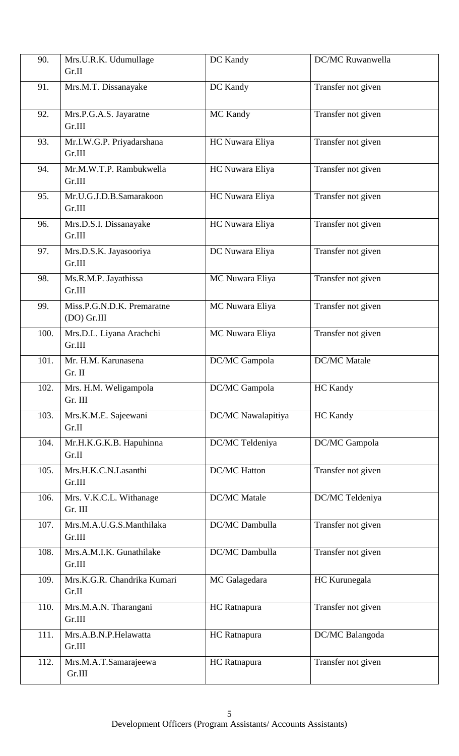| 90. | Mrs.U.R.K. Udumullage Gr.II | DC Kandy | DC/MC Ruwanwella |
|---|---|---|---|
| 91. | Mrs.M.T. Dissanayake | DC Kandy | Transfer not given |
| 92. | Mrs.P.G.A.S. Jayaratne Gr.III | MC Kandy | Transfer not given |
| 93. | Mr.I.W.G.P. Priyadarshana Gr.III | HC Nuwara Eliya | Transfer not given |
| 94. | Mr.M.W.T.P. Rambukwella Gr.III | HC Nuwara Eliya | Transfer not given |
| 95. | Mr.U.G.J.D.B.Samarakoon Gr.III | HC Nuwara Eliya | Transfer not given |
| 96. | Mrs.D.S.I. Dissanayake Gr.III | HC Nuwara Eliya | Transfer not given |
| 97. | Mrs.D.S.K. Jayasooriya Gr.III | DC Nuwara Eliya | Transfer not given |
| 98. | Ms.R.M.P. Jayathissa Gr.III | MC Nuwara Eliya | Transfer not given |
| 99. | Miss.P.G.N.D.K. Premaratne (DO) Gr.III | MC Nuwara Eliya | Transfer not given |
| 100. | Mrs.D.L. Liyana Arachchi Gr.III | MC Nuwara Eliya | Transfer not given |
| 101. | Mr. H.M. Karunasena Gr. II | DC/MC Gampola | DC/MC Matale |
| 102. | Mrs. H.M. Weligampola Gr. III | DC/MC Gampola | HC Kandy |
| 103. | Mrs.K.M.E. Sajeewani Gr.II | DC/MC Nawalapitiya | HC Kandy |
| 104. | Mr.H.K.G.K.B. Hapuhinna Gr.II | DC/MC Teldeniya | DC/MC Gampola |
| 105. | Mrs.H.K.C.N.Lasanthi Gr.III | DC/MC Hatton | Transfer not given |
| 106. | Mrs. V.K.C.L. Withanage Gr. III | DC/MC Matale | DC/MC Teldeniya |
| 107. | Mrs.M.A.U.G.S.Manthilaka Gr.III | DC/MC Dambulla | Transfer not given |
| 108. | Mrs.A.M.I.K. Gunathilake Gr.III | DC/MC Dambulla | Transfer not given |
| 109. | Mrs.K.G.R. Chandrika Kumari Gr.II | MC Galagedara | HC Kurunegala |
| 110. | Mrs.M.A.N. Tharangani Gr.III | HC Ratnapura | Transfer not given |
| 111. | Mrs.A.B.N.P.Helawatta Gr.III | HC Ratnapura | DC/MC Balangoda |
| 112. | Mrs.M.A.T.Samarajeewa Gr.III | HC Ratnapura | Transfer not given |

Development Officers (Program Assistants/ Accounts Assistants)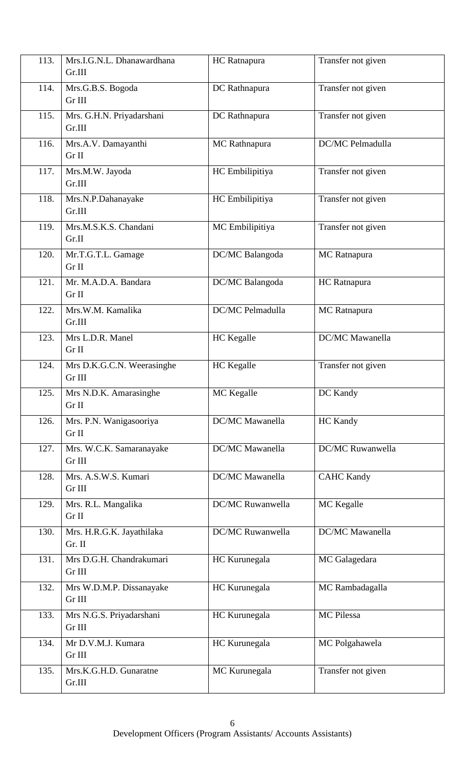| 113. | Mrs.I.G.N.L. Dhanawardhana Gr.III | HC Ratnapura | Transfer not given |
|---|---|---|---|
| 114. | Mrs.G.B.S. Bogoda Gr III | DC Rathnapura | Transfer not given |
| 115. | Mrs. G.H.N. Priyadarshani Gr.III | DC Rathnapura | Transfer not given |
| 116. | Mrs.A.V. Damayanthi Gr II | MC Rathnapura | DC/MC Pelmadulla |
| 117. | Mrs.M.W. Jayoda Gr.III | HC Embilipitiya | Transfer not given |
| 118. | Mrs.N.P.Dahanayake Gr.III | HC Embilipitiya | Transfer not given |
| 119. | Mrs.M.S.K.S. Chandani Gr.II | MC Embilipitiya | Transfer not given |
| 120. | Mr.T.G.T.L. Gamage Gr II | DC/MC Balangoda | MC Ratnapura |
| 121. | Mr. M.A.D.A. Bandara Gr II | DC/MC Balangoda | HC Ratnapura |
| 122. | Mrs.W.M. Kamalika Gr.III | DC/MC Pelmadulla | MC Ratnapura |
| 123. | Mrs L.D.R. Manel Gr II | HC Kegalle | DC/MC Mawanella |
| 124. | Mrs D.K.G.C.N. Weerasinghe Gr III | HC Kegalle | Transfer not given |
| 125. | Mrs N.D.K. Amarasinghe Gr II | MC Kegalle | DC Kandy |
| 126. | Mrs. P.N. Wanigasooriya Gr II | DC/MC Mawanella | HC Kandy |
| 127. | Mrs. W.C.K. Samaranayake Gr III | DC/MC Mawanella | DC/MC Ruwanwella |
| 128. | Mrs. A.S.W.S. Kumari Gr III | DC/MC Mawanella | CAHC Kandy |
| 129. | Mrs. R.L. Mangalika Gr II | DC/MC Ruwanwella | MC Kegalle |
| 130. | Mrs. H.R.G.K. Jayathilaka Gr. II | DC/MC Ruwanwella | DC/MC Mawanella |
| 131. | Mrs D.G.H. Chandrakumari Gr III | HC Kurunegala | MC Galagedara |
| 132. | Mrs W.D.M.P. Dissanayake Gr III | HC Kurunegala | MC Rambadagalla |
| 133. | Mrs N.G.S. Priyadarshani Gr III | HC Kurunegala | MC Pilessa |
| 134. | Mr D.V.M.J. Kumara Gr III | HC Kurunegala | MC Polgahawela |
| 135. | Mrs.K.G.H.D. Gunaratne Gr.III | MC Kurunegala | Transfer not given |

Development Officers (Program Assistants/ Accounts Assistants)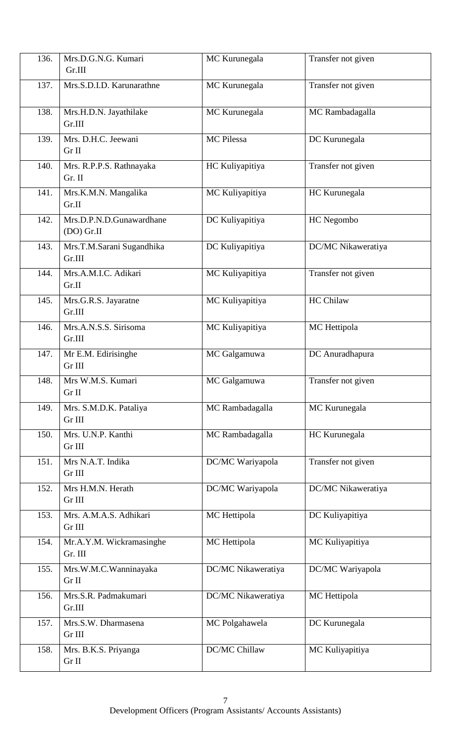| 136. | Mrs.D.G.N.G. Kumari Gr.III | MC Kurunegala | Transfer not given |
|---|---|---|---|
| 137. | Mrs.S.D.I.D. Karunarathne | MC Kurunegala | Transfer not given |
| 138. | Mrs.H.D.N. Jayathilake Gr.III | MC Kurunegala | MC Rambadagalla |
| 139. | Mrs. D.H.C. Jeewani Gr II | MC Pilessa | DC Kurunegala |
| 140. | Mrs. R.P.P.S. Rathnayaka Gr. II | HC Kuliyapitiya | Transfer not given |
| 141. | Mrs.K.M.N. Mangalika Gr.II | MC Kuliyapitiya | HC Kurunegala |
| 142. | Mrs.D.P.N.D.Gunawardhane (DO) Gr.II | DC Kuliyapitiya | HC Negombo |
| 143. | Mrs.T.M.Sarani Sugandhika Gr.III | DC Kuliyapitiya | DC/MC Nikaweratiya |
| 144. | Mrs.A.M.I.C. Adikari Gr.II | MC Kuliyapitiya | Transfer not given |
| 145. | Mrs.G.R.S. Jayaratne Gr.III | MC Kuliyapitiya | HC Chilaw |
| 146. | Mrs.A.N.S.S. Sirisoma Gr.III | MC Kuliyapitiya | MC Hettipola |
| 147. | Mr E.M. Edirisinghe Gr III | MC Galgamuwa | DC Anuradhapura |
| 148. | Mrs W.M.S. Kumari Gr II | MC Galgamuwa | Transfer not given |
| 149. | Mrs. S.M.D.K. Pataliya Gr III | MC Rambadagalla | MC Kurunegala |
| 150. | Mrs. U.N.P. Kanthi Gr III | MC Rambadagalla | HC Kurunegala |
| 151. | Mrs N.A.T. Indika Gr III | DC/MC Wariyapola | Transfer not given |
| 152. | Mrs H.M.N. Herath Gr III | DC/MC Wariyapola | DC/MC Nikaweratiya |
| 153. | Mrs. A.M.A.S. Adhikari Gr III | MC Hettipola | DC Kuliyapitiya |
| 154. | Mr.A.Y.M. Wickramasinghe Gr. III | MC Hettipola | MC Kuliyapitiya |
| 155. | Mrs.W.M.C.Wanninayaka Gr II | DC/MC Nikaweratiya | DC/MC Wariyapola |
| 156. | Mrs.S.R. Padmakumari Gr.III | DC/MC Nikaweratiya | MC Hettipola |
| 157. | Mrs.S.W. Dharmasena Gr III | MC Polgahawela | DC Kurunegala |
| 158. | Mrs. B.K.S. Priyanga Gr II | DC/MC Chillaw | MC Kuliyapitiya |

Development Officers (Program Assistants/ Accounts Assistants)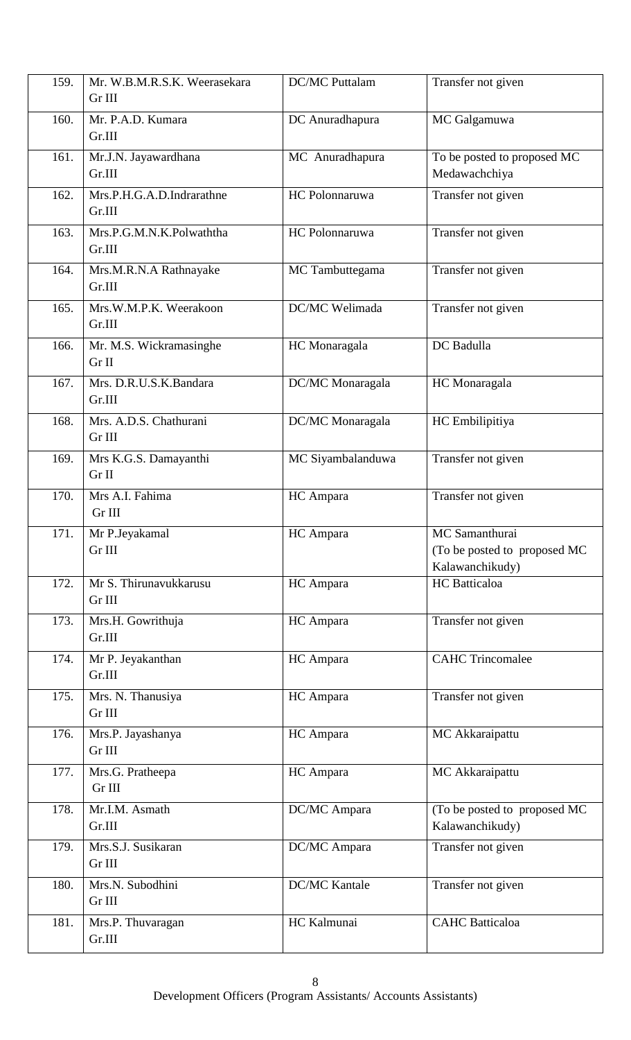| 159. | Mr. W.B.M.R.S.K. Weerasekara Gr III | DC/MC Puttalam | Transfer not given |
|---|---|---|---|
| 160. | Mr. P.A.D. Kumara Gr.III | DC Anuradhapura | MC Galgamuwa |
| 161. | Mr.J.N. Jayawardhana Gr.III | MC Anuradhapura | To be posted to proposed MC Medawachchiya |
| 162. | Mrs.P.H.G.A.D.Indrarathne Gr.III | HC Polonnaruwa | Transfer not given |
| 163. | Mrs.P.G.M.N.K.Polwaththa Gr.III | HC Polonnaruwa | Transfer not given |
| 164. | Mrs.M.R.N.A Rathnayake Gr.III | MC Tambuttegama | Transfer not given |
| 165. | Mrs.W.M.P.K. Weerakoon Gr.III | DC/MC Welimada | Transfer not given |
| 166. | Mr. M.S. Wickramasinghe Gr II | HC Monaragala | DC Badulla |
| 167. | Mrs. D.R.U.S.K.Bandara Gr.III | DC/MC Monaragala | HC Monaragala |
| 168. | Mrs. A.D.S. Chathurani Gr III | DC/MC Monaragala | HC Embilipitiya |
| 169. | Mrs K.G.S. Damayanthi Gr II | MC Siyambalanduwa | Transfer not given |
| 170. | Mrs A.I. Fahima Gr III | HC Ampara | Transfer not given |
| 171. | Mr P.Jeyakamal Gr III | HC Ampara | MC Samanthurai (To be posted to proposed MC Kalawanchikudy) |
| 172. | Mr S. Thirunavukkarusu Gr III | HC Ampara | HC Batticaloa |
| 173. | Mrs.H. Gowrithuja Gr.III | HC Ampara | Transfer not given |
| 174. | Mr P. Jeyakanthan Gr.III | HC Ampara | CAHC Trincomalee |
| 175. | Mrs. N. Thanusiya Gr III | HC Ampara | Transfer not given |
| 176. | Mrs.P. Jayashanya Gr III | HC Ampara | MC Akkaraipattu |
| 177. | Mrs.G. Pratheepa Gr III | HC Ampara | MC Akkaraipattu |
| 178. | Mr.I.M. Asmath Gr.III | DC/MC Ampara | (To be posted to proposed MC Kalawanchikudy) |
| 179. | Mrs.S.J. Susikaran Gr III | DC/MC Ampara | Transfer not given |
| 180. | Mrs.N. Subodhini Gr III | DC/MC Kantale | Transfer not given |
| 181. | Mrs.P. Thuvaragan Gr.III | HC Kalmunai | CAHC Batticaloa |

Development Officers (Program Assistants/ Accounts Assistants)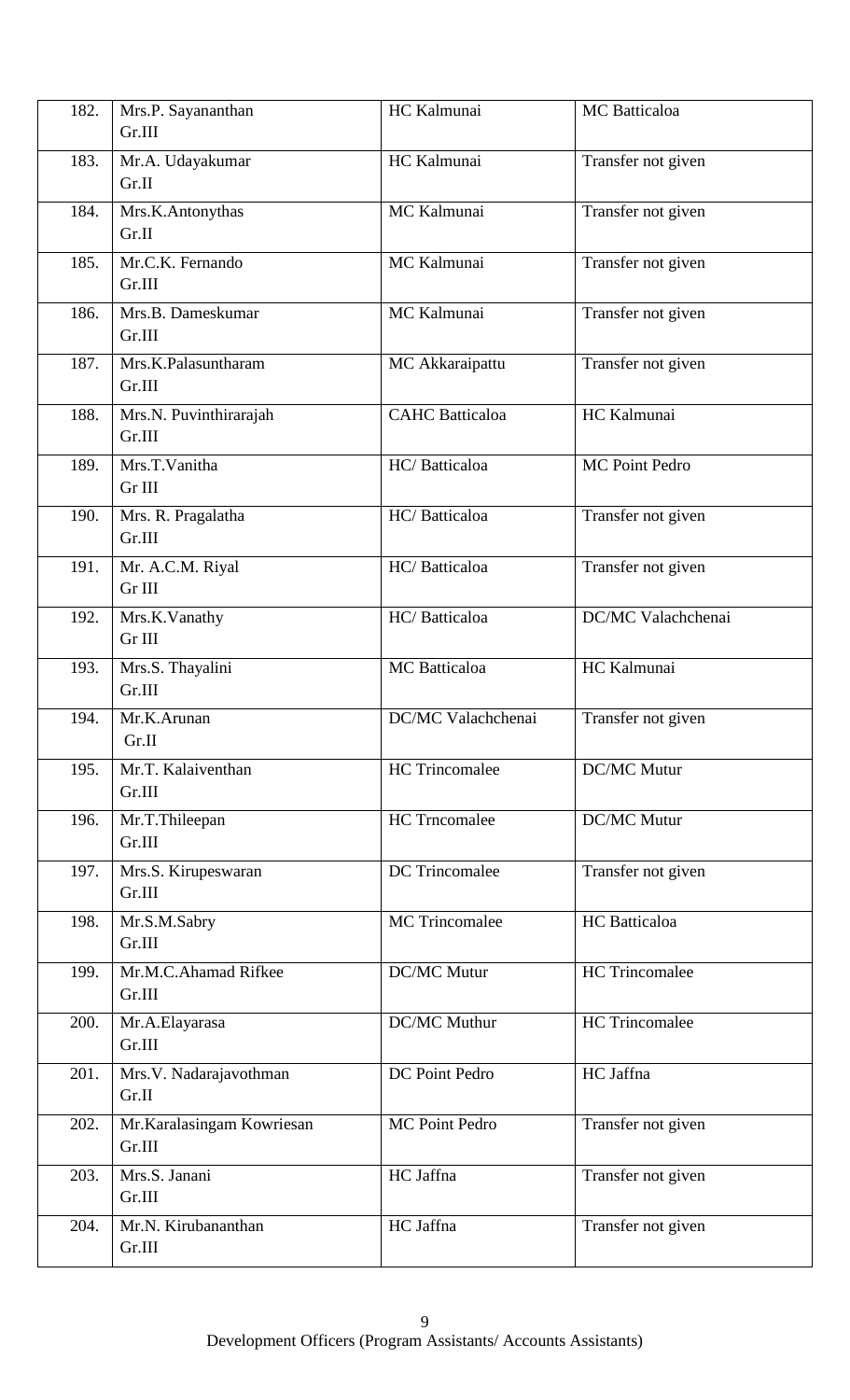| 182. | Mrs.P. Sayananthan Gr.III | HC Kalmunai | MC Batticaloa |
|---|---|---|---|
| 183. | Mr.A. Udayakumar Gr.II | HC Kalmunai | Transfer not given |
| 184. | Mrs.K.Antonythas Gr.II | MC Kalmunai | Transfer not given |
| 185. | Mr.C.K. Fernando Gr.III | MC Kalmunai | Transfer not given |
| 186. | Mrs.B. Dameskumar Gr.III | MC Kalmunai | Transfer not given |
| 187. | Mrs.K.Palasuntharam Gr.III | MC Akkaraipattu | Transfer not given |
| 188. | Mrs.N. Puvinthirarajah Gr.III | CAHC Batticaloa | HC Kalmunai |
| 189. | Mrs.T.Vanitha Gr III | HC/ Batticaloa | MC Point Pedro |
| 190. | Mrs. R. Pragalatha Gr.III | HC/ Batticaloa | Transfer not given |
| 191. | Mr. A.C.M. Riyal Gr III | HC/ Batticaloa | Transfer not given |
| 192. | Mrs.K.Vanathy Gr III | HC/ Batticaloa | DC/MC Valachchenai |
| 193. | Mrs.S. Thayalini Gr.III | MC Batticaloa | HC Kalmunai |
| 194. | Mr.K.Arunan Gr.II | DC/MC Valachchenai | Transfer not given |
| 195. | Mr.T. Kalaiventhan Gr.III | HC Trincomalee | DC/MC Mutur |
| 196. | Mr.T.Thileepan Gr.III | HC Trncomalee | DC/MC Mutur |
| 197. | Mrs.S. Kirupeswaran Gr.III | DC Trincomalee | Transfer not given |
| 198. | Mr.S.M.Sabry Gr.III | MC Trincomalee | HC Batticaloa |
| 199. | Mr.M.C.Ahamad Rifkee Gr.III | DC/MC Mutur | HC Trincomalee |
| 200. | Mr.A.Elayarasa Gr.III | DC/MC Muthur | HC Trincomalee |
| 201. | Mrs.V. Nadarajavothman Gr.II | DC Point Pedro | HC Jaffna |
| 202. | Mr.Karalasingam Kowriesan Gr.III | MC Point Pedro | Transfer not given |
| 203. | Mrs.S. Janani Gr.III | HC Jaffna | Transfer not given |
| 204. | Mr.N. Kirubananthan Gr.III | HC Jaffna | Transfer not given |

Development Officers (Program Assistants/ Accounts Assistants)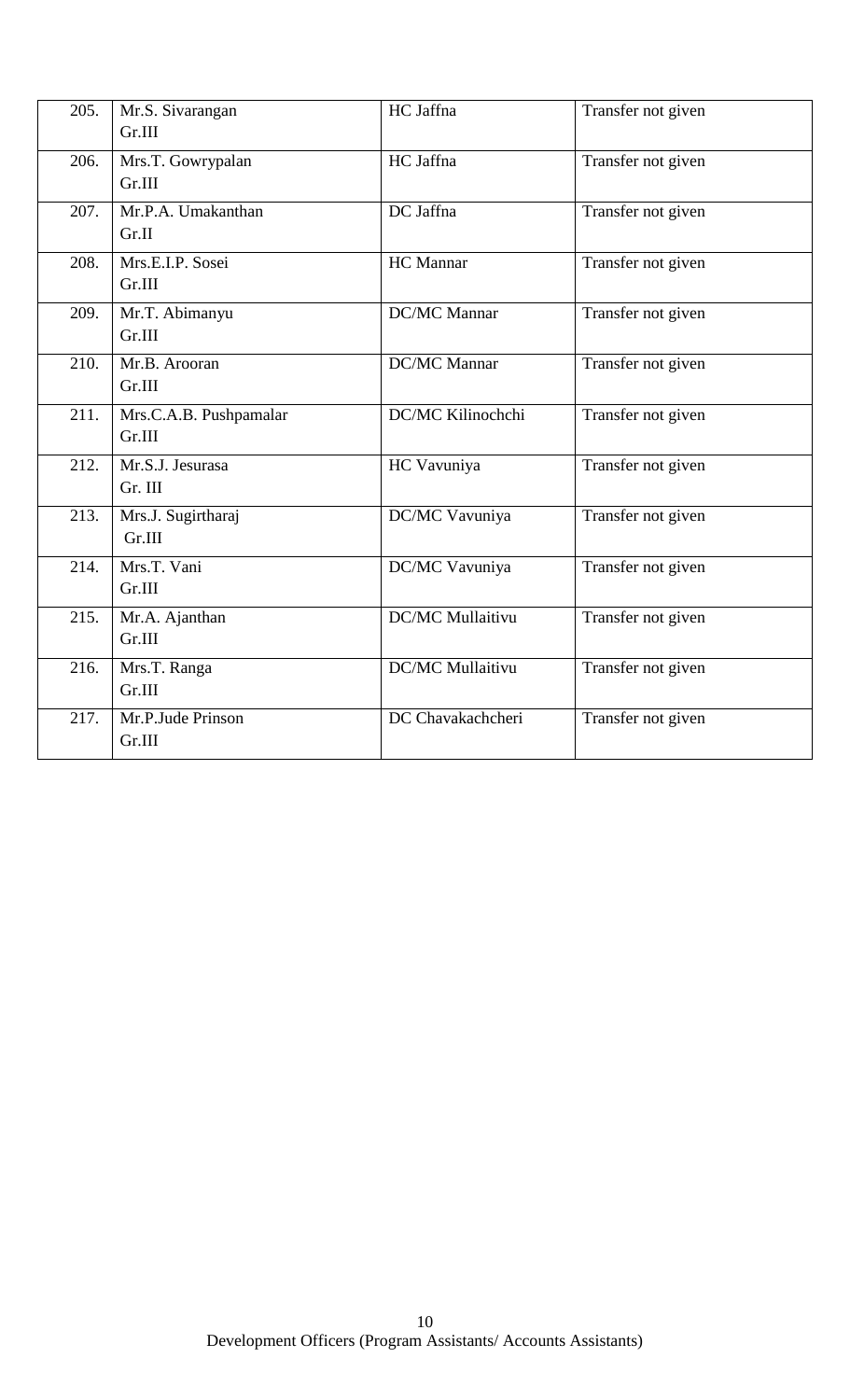| | | | |
|---|---|---|---|
| 205. | Mr.S. Sivarangan<br>Gr.III | HC Jaffna | Transfer not given |
| 206. | Mrs.T. Gowrypalan<br>Gr.III | HC Jaffna | Transfer not given |
| 207. | Mr.P.A. Umakanthan<br>Gr.II | DC Jaffna | Transfer not given |
| 208. | Mrs.E.I.P. Sosei<br>Gr.III | HC Mannar | Transfer not given |
| 209. | Mr.T. Abimanyu<br>Gr.III | DC/MC Mannar | Transfer not given |
| 210. | Mr.B. Arooran<br>Gr.III | DC/MC Mannar | Transfer not given |
| 211. | Mrs.C.A.B. Pushpamalar<br>Gr.III | DC/MC Kilinochchi | Transfer not given |
| 212. | Mr.S.J. Jesurasa<br>Gr. III | HC Vavuniya | Transfer not given |
| 213. | Mrs.J. Sugirtharaj<br>Gr.III | DC/MC Vavuniya | Transfer not given |
| 214. | Mrs.T. Vani<br>Gr.III | DC/MC Vavuniya | Transfer not given |
| 215. | Mr.A. Ajanthan<br>Gr.III | DC/MC Mullaitivu | Transfer not given |
| 216. | Mrs.T. Ranga<br>Gr.III | DC/MC Mullaitivu | Transfer not given |
| 217. | Mr.P.Jude Prinson<br>Gr.III | DC Chavakachcheri | Transfer not given |

Development Officers (Program Assistants/ Accounts Assistants)